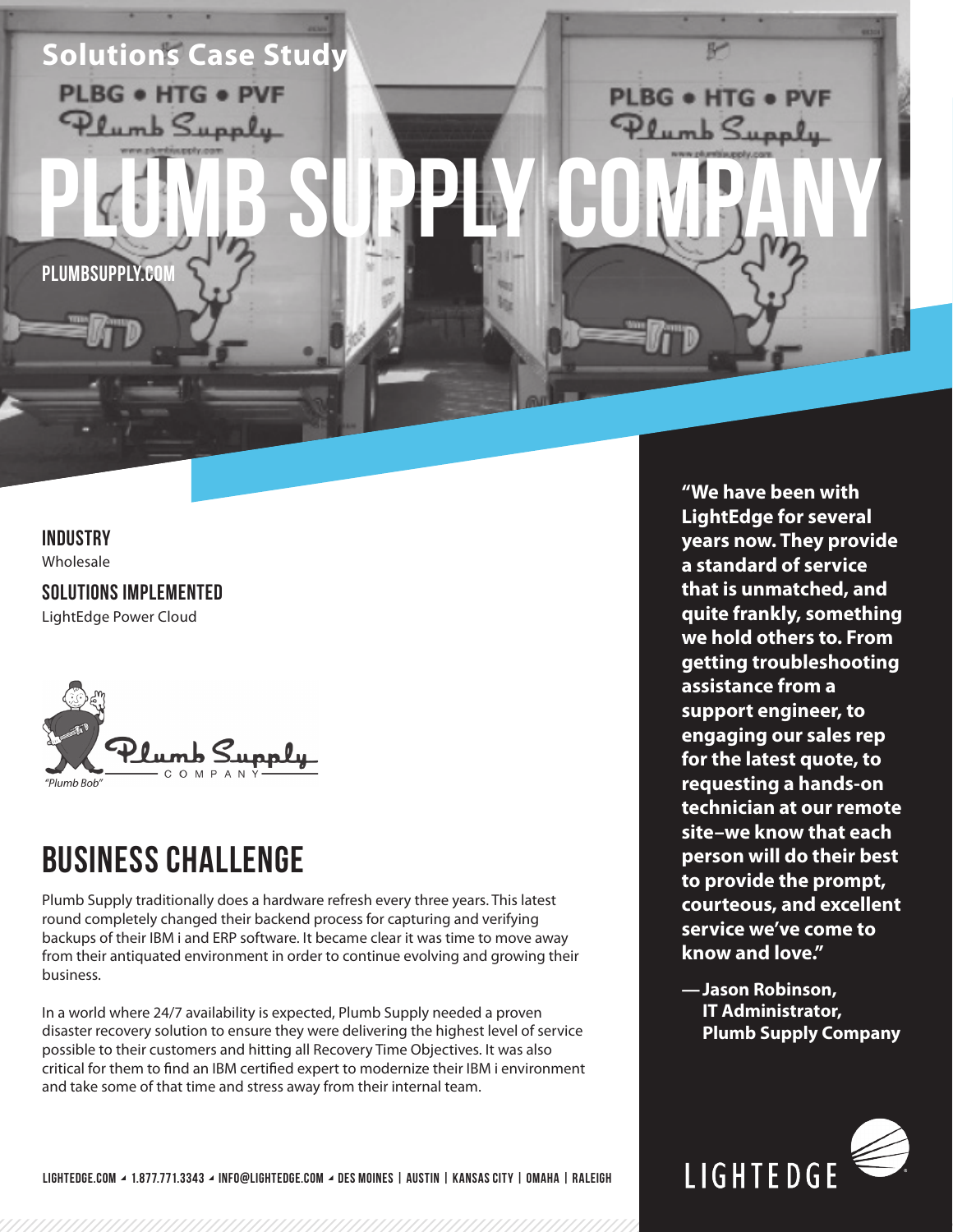Solutions Case Study

# PLUMB SUPPLY COMPANY

PLUMBSUPPLY.COM

## INDUSTRY

Wholesale

## SOLUTIONS IMPLEMENTED

LightEdge Power Cloud

"Plumb Bob"

## BUSINESS CHALLENGE

Plumb Supply traditionally does a hardware refresh every three years. This latest round completely changed their backend process for capturing and verifying backups of their IBM i and ERP software. It became clear it was time to move away from their antiquated environment in order to continue evolving and growing their business.

In a world where 24/7 availability is expected, Plumb Supply needed a proven disaster recovery solution to ensure they were delivering the highest level of service possible to their customers and hitting all Recovery Time Objectives. It was also critical for them to find an IBM certified expert to modernize their IBM i environment and take some of that time and stress away from their internal team.

**"We have been with LightEdge for several years now. They provide a standard of service that is unmatched, and quite frankly, something we hold others to. From getting troubleshooting assistance from a support engineer, to engaging our sales rep for the latest quote, to requesting a hands-on technician at our remote site–we know that each person will do their best to provide the prompt, courteous, and excellent service we've come to know and love."**

**— Jason Robinson, IT Administrator, Plumb Supply Company**

LIGHTEDGE.COM ◢ 1.877.771.3343 ◢ INFO@LIGHTEDGE.COM ◢ DES MOINES | AUSTIN | KANSAS CITY | OMAHA | RALEIGH

LIGHTEDGE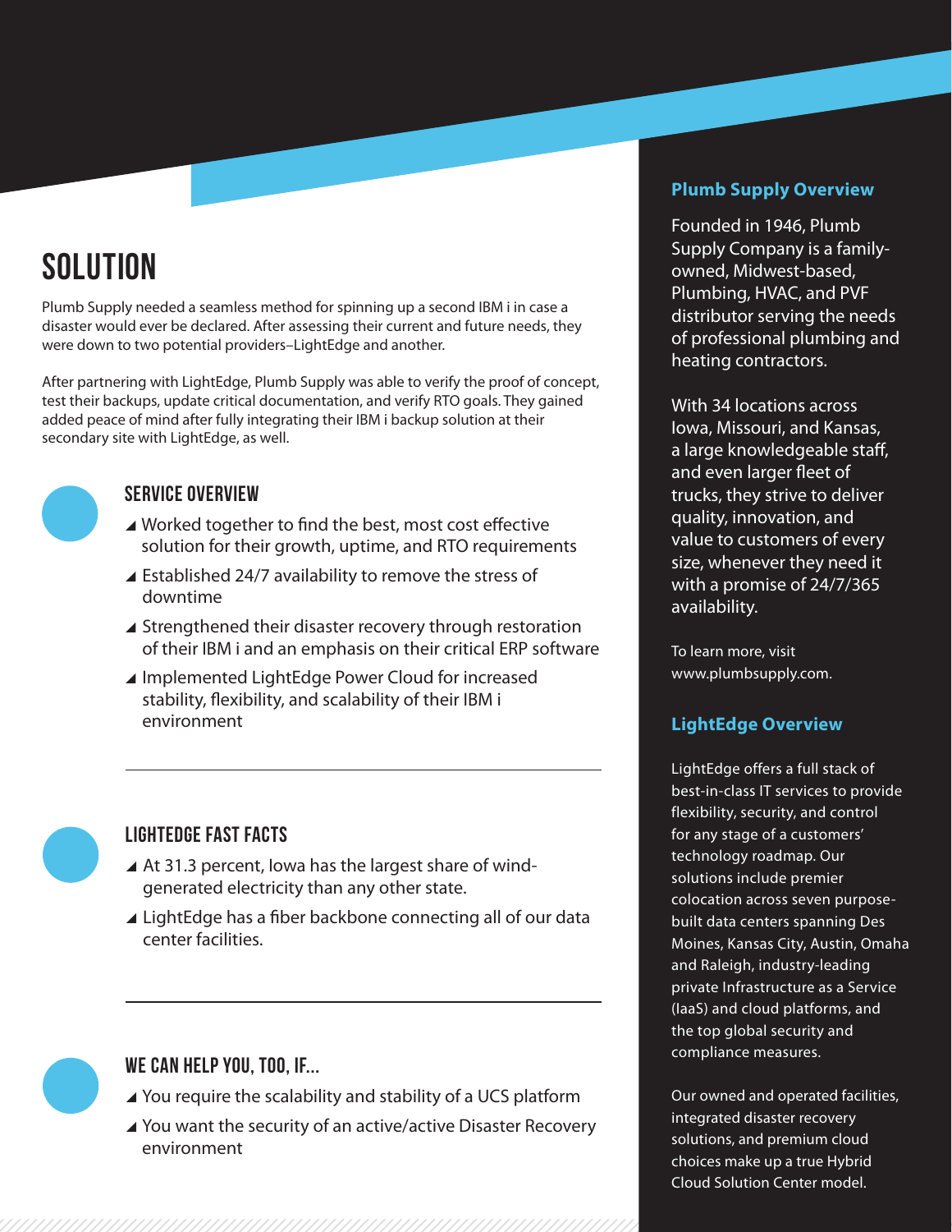# SOLUTION

Plumb Supply needed a seamless method for spinning up a second IBM i in case a disaster would ever be declared. After assessing their current and future needs, they were down to two potential providers–LightEdge and another.

After partnering with LightEdge, Plumb Supply was able to verify the proof of concept, test their backups, update critical documentation, and verify RTO goals. They gained added peace of mind after fully integrating their IBM i backup solution at their secondary site with LightEdge, as well.

## SERVICE OVERVIEW

- Worked together to find the best, most cost effective solution for their growth, uptime, and RTO requirements
- Established 24/7 availability to remove the stress of downtime
- Strengthened their disaster recovery through restoration of their IBM i and an emphasis on their critical ERP software
- Implemented LightEdge Power Cloud for increased stability, flexibility, and scalability of their IBM i environment

## LIGHTEDGE FAST FACTS

- At 31.3 percent, Iowa has the largest share of wind-generated electricity than any other state.
- LightEdge has a fiber backbone connecting all of our data center facilities.

## WE CAN HELP YOU, TOO, IF...

- You require the scalability and stability of a UCS platform
- You want the security of an active/active Disaster Recovery environment

### Plumb Supply Overview

Founded in 1946, Plumb Supply Company is a family-owned, Midwest-based, Plumbing, HVAC, and PVF distributor serving the needs of professional plumbing and heating contractors.

With 34 locations across Iowa, Missouri, and Kansas, a large knowledgeable staff, and even larger fleet of trucks, they strive to deliver quality, innovation, and value to customers of every size, whenever they need it with a promise of 24/7/365 availability.

To learn more, visit www.plumbsupply.com.

### LightEdge Overview

LightEdge offers a full stack of best-in-class IT services to provide flexibility, security, and control for any stage of a customers' technology roadmap. Our solutions include premier colocation across seven purpose-built data centers spanning Des Moines, Kansas City, Austin, Omaha and Raleigh, industry-leading private Infrastructure as a Service (IaaS) and cloud platforms, and the top global security and compliance measures.

Our owned and operated facilities, integrated disaster recovery solutions, and premium cloud choices make up a true Hybrid Cloud Solution Center model.